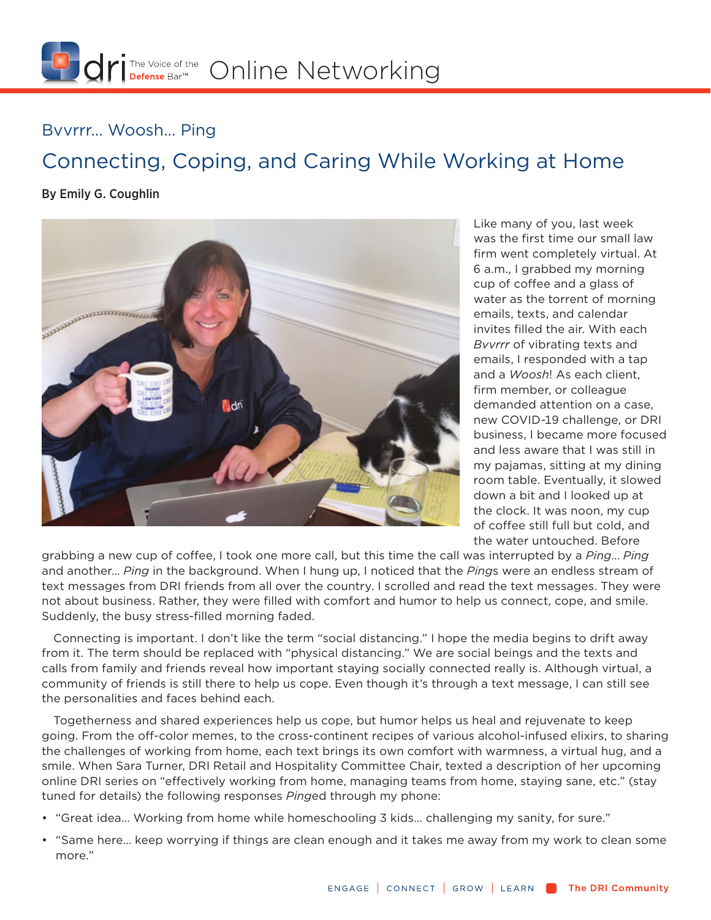# Online Networking

## Bvvrrr… Woosh… Ping

## Connecting, Coping, and Caring While Working at Home

**By Emily G. Coughlin**

Like many of you, last week was the first time our small law firm went completely virtual. At 6 a.m., I grabbed my morning cup of coffee and a glass of water as the torrent of morning emails, texts, and calendar invites filled the air. With each *Bvvrrr* of vibrating texts and emails, I responded with a tap and a *Woosh*! As each client, firm member, or colleague demanded attention on a case, new COVID-19 challenge, or DRI business, I became more focused and less aware that I was still in my pajamas, sitting at my dining room table. Eventually, it slowed down a bit and I looked up at the clock. It was noon, my cup of coffee still full but cold, and the water untouched. Before grabbing a new cup of coffee, I took one more call, but this time the call was interrupted by a *Ping*… *Ping* and another… *Ping* in the background. When I hung up, I noticed that the *Ping*s were an endless stream of text messages from DRI friends from all over the country. I scrolled and read the text messages. They were not about business. Rather, they were filled with comfort and humor to help us connect, cope, and smile. Suddenly, the busy stress-filled morning faded.

Connecting is important. I don't like the term "social distancing." I hope the media begins to drift away from it. The term should be replaced with "physical distancing." We are social beings and the texts and calls from family and friends reveal how important staying socially connected really is. Although virtual, a community of friends is still there to help us cope. Even though it's through a text message, I can still see the personalities and faces behind each.

Togetherness and shared experiences help us cope, but humor helps us heal and rejuvenate to keep going. From the off-color memes, to the cross-continent recipes of various alcohol-infused elixirs, to sharing the challenges of working from home, each text brings its own comfort with warmness, a virtual hug, and a smile. When Sara Turner, DRI Retail and Hospitality Committee Chair, texted a description of her upcoming online DRI series on "effectively working from home, managing teams from home, staying sane, etc." (stay tuned for details) the following responses *Ping*ed through my phone:

- "Great idea… Working from home while homeschooling 3 kids… challenging my sanity, for sure."
- "Same here… keep worrying if things are clean enough and it takes me away from my work to clean some more."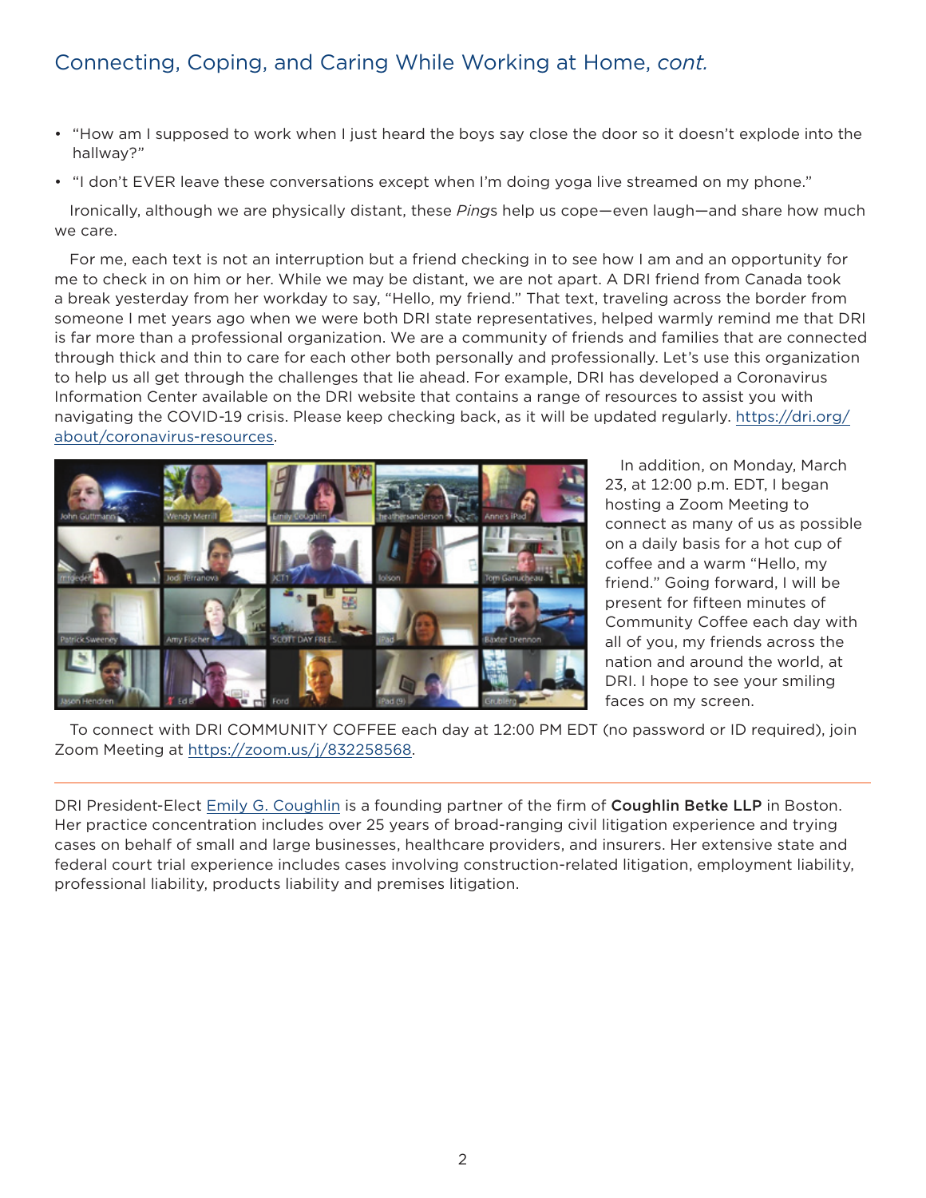## Connecting, Coping, and Caring While Working at Home, *cont.*

- "How am I supposed to work when I just heard the boys say close the door so it doesn't explode into the hallway?"
- "I don't EVER leave these conversations except when I'm doing yoga live streamed on my phone."

Ironically, although we are physically distant, these *Ping*s help us cope—even laugh—and share how much we care.

For me, each text is not an interruption but a friend checking in to see how I am and an opportunity for me to check in on him or her. While we may be distant, we are not apart. A DRI friend from Canada took a break yesterday from her workday to say, "Hello, my friend." That text, traveling across the border from someone I met years ago when we were both DRI state representatives, helped warmly remind me that DRI is far more than a professional organization. We are a community of friends and families that are connected through thick and thin to care for each other both personally and professionally. Let's use this organization to help us all get through the challenges that lie ahead. For example, DRI has developed a Coronavirus Information Center available on the DRI website that contains a range of resources to assist you with navigating the COVID-19 crisis. Please keep checking back, as it will be updated regularly. https://dri.org/about/coronavirus-resources.

In addition, on Monday, March 23, at 12:00 p.m. EDT, I began hosting a Zoom Meeting to connect as many of us as possible on a daily basis for a hot cup of coffee and a warm "Hello, my friend." Going forward, I will be present for fifteen minutes of Community Coffee each day with all of you, my friends across the nation and around the world, at DRI. I hope to see your smiling faces on my screen.

To connect with DRI COMMUNITY COFFEE each day at 12:00 PM EDT (no password or ID required), join Zoom Meeting at https://zoom.us/j/832258568.

---

DRI President-Elect Emily G. Coughlin is a founding partner of the firm of **Coughlin Betke LLP** in Boston. Her practice concentration includes over 25 years of broad-ranging civil litigation experience and trying cases on behalf of small and large businesses, healthcare providers, and insurers. Her extensive state and federal court trial experience includes cases involving construction-related litigation, employment liability, professional liability, products liability and premises litigation.